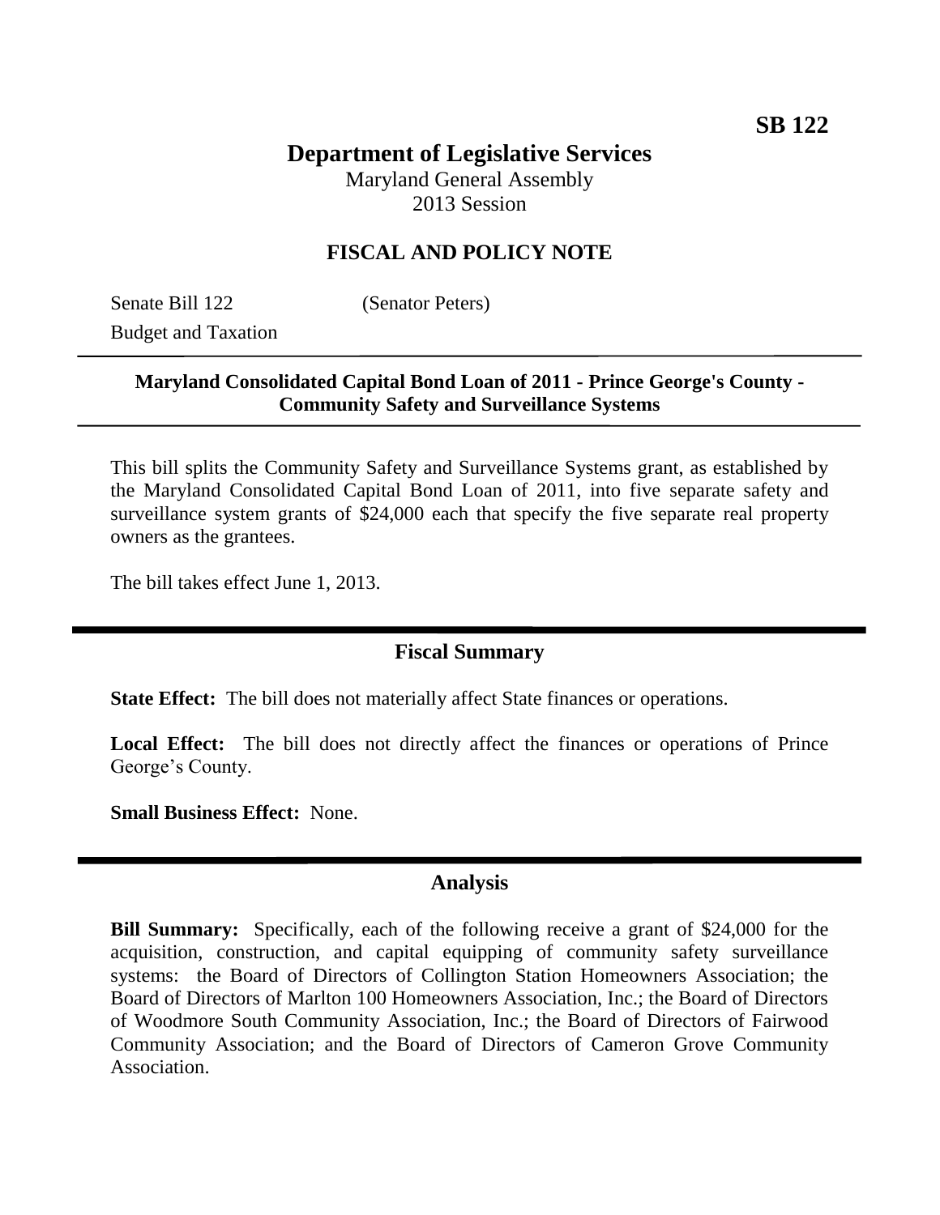**SB 122**

# Department of Legislative Services

Maryland General Assembly
2013 Session

## FISCAL AND POLICY NOTE

Senate Bill 122 (Senator Peters)
Budget and Taxation

**Maryland Consolidated Capital Bond Loan of 2011 - Prince George's County - Community Safety and Surveillance Systems**

This bill splits the Community Safety and Surveillance Systems grant, as established by the Maryland Consolidated Capital Bond Loan of 2011, into five separate safety and surveillance system grants of $24,000 each that specify the five separate real property owners as the grantees.

The bill takes effect June 1, 2013.

## Fiscal Summary

**State Effect:** The bill does not materially affect State finances or operations.

**Local Effect:** The bill does not directly affect the finances or operations of Prince George's County.

**Small Business Effect:** None.

## Analysis

**Bill Summary:** Specifically, each of the following receive a grant of $24,000 for the acquisition, construction, and capital equipping of community safety surveillance systems: the Board of Directors of Collington Station Homeowners Association; the Board of Directors of Marlton 100 Homeowners Association, Inc.; the Board of Directors of Woodmore South Community Association, Inc.; the Board of Directors of Fairwood Community Association; and the Board of Directors of Cameron Grove Community Association.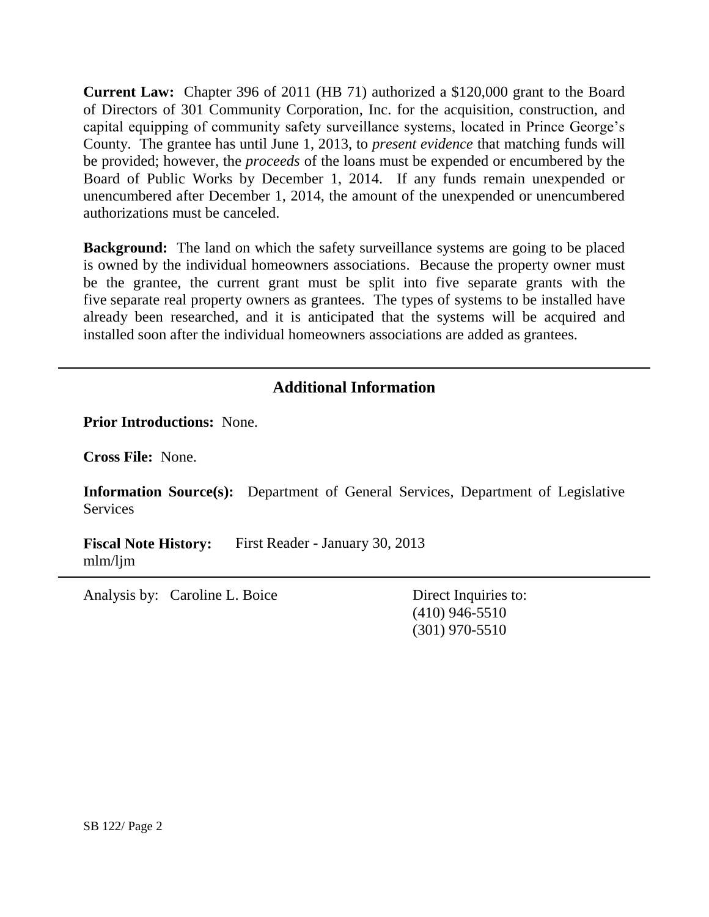**Current Law:** Chapter 396 of 2011 (HB 71) authorized a $120,000 grant to the Board of Directors of 301 Community Corporation, Inc. for the acquisition, construction, and capital equipping of community safety surveillance systems, located in Prince George's County. The grantee has until June 1, 2013, to *present evidence* that matching funds will be provided; however, the *proceeds* of the loans must be expended or encumbered by the Board of Public Works by December 1, 2014. If any funds remain unexpended or unencumbered after December 1, 2014, the amount of the unexpended or unencumbered authorizations must be canceled.

**Background:** The land on which the safety surveillance systems are going to be placed is owned by the individual homeowners associations. Because the property owner must be the grantee, the current grant must be split into five separate grants with the five separate real property owners as grantees. The types of systems to be installed have already been researched, and it is anticipated that the systems will be acquired and installed soon after the individual homeowners associations are added as grantees.

## Additional Information

**Prior Introductions:** None.

**Cross File:** None.

**Information Source(s):** Department of General Services, Department of Legislative Services

**Fiscal Note History:** First Reader - January 30, 2013
mlm/ljm

Analysis by: Caroline L. Boice

Direct Inquiries to:
(410) 946-5510
(301) 970-5510